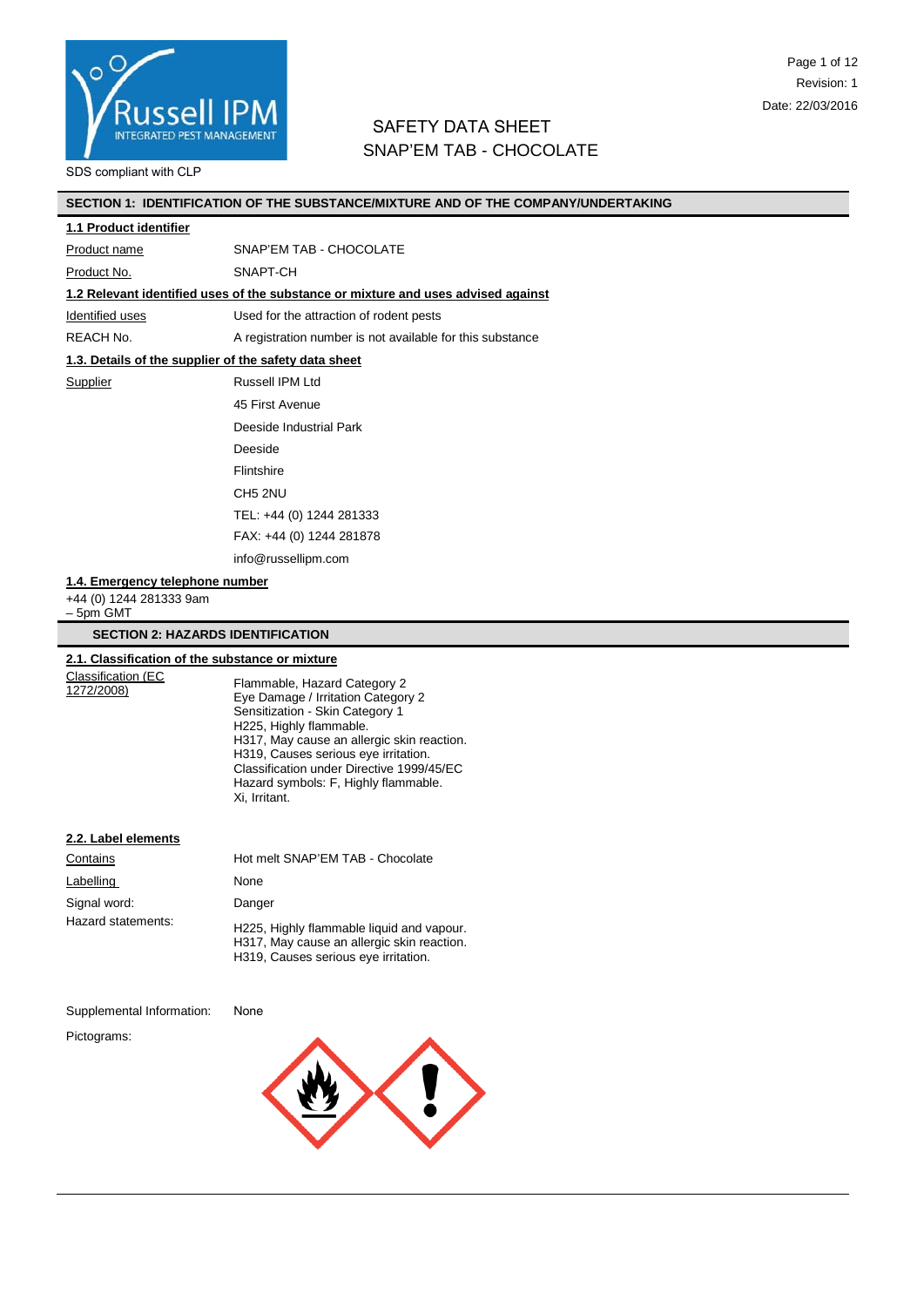SDS compliant with CLP

Revision: 1

Date: 22/03/2016

# SAFETY DATA SHEET
# SNAP'EM TAB - CHOCOLATE

## SECTION 1: IDENTIFICATION OF THE SUBSTANCE/MIXTURE AND OF THE COMPANY/UNDERTAKING

### 1.1 Product identifier

| | |
|---|---|
| Product name | SNAP'EM TAB - CHOCOLATE |
| Product No. | SNAPT-CH |

### 1.2 Relevant identified uses of the substance or mixture and uses advised against

| | |
|---|---|
| Identified uses | Used for the attraction of rodent pests |
| REACH No. | A registration number is not available for this substance |

### 1.3. Details of the supplier of the safety data sheet

Supplier

Russell IPM Ltd
45 First Avenue
Deeside Industrial Park
Deeside
Flintshire
CH5 2NU
TEL: +44 (0) 1244 281333
FAX: +44 (0) 1244 281878
info@russellipm.com

### 1.4. Emergency telephone number

+44 (0) 1244 281333 9am – 5pm GMT

## SECTION 2: HAZARDS IDENTIFICATION

### 2.1. Classification of the substance or mixture

Classification (EC 1272/2008)

Flammable, Hazard Category 2
Eye Damage / Irritation Category 2
Sensitization - Skin Category 1
H225, Highly flammable.
H317, May cause an allergic skin reaction.
H319, Causes serious eye irritation.
Classification under Directive 1999/45/EC
Hazard symbols: F, Highly flammable.
Xi, Irritant.

### 2.2. Label elements

| | |
|---|---|
| Contains | Hot melt SNAP'EM TAB - Chocolate |
| Labelling | None |
| Signal word: | Danger |
| Hazard statements: | H225, Highly flammable liquid and vapour.<br>H317, May cause an allergic skin reaction.<br>H319, Causes serious eye irritation. |
| Supplemental Information: | None |
| Pictograms: | |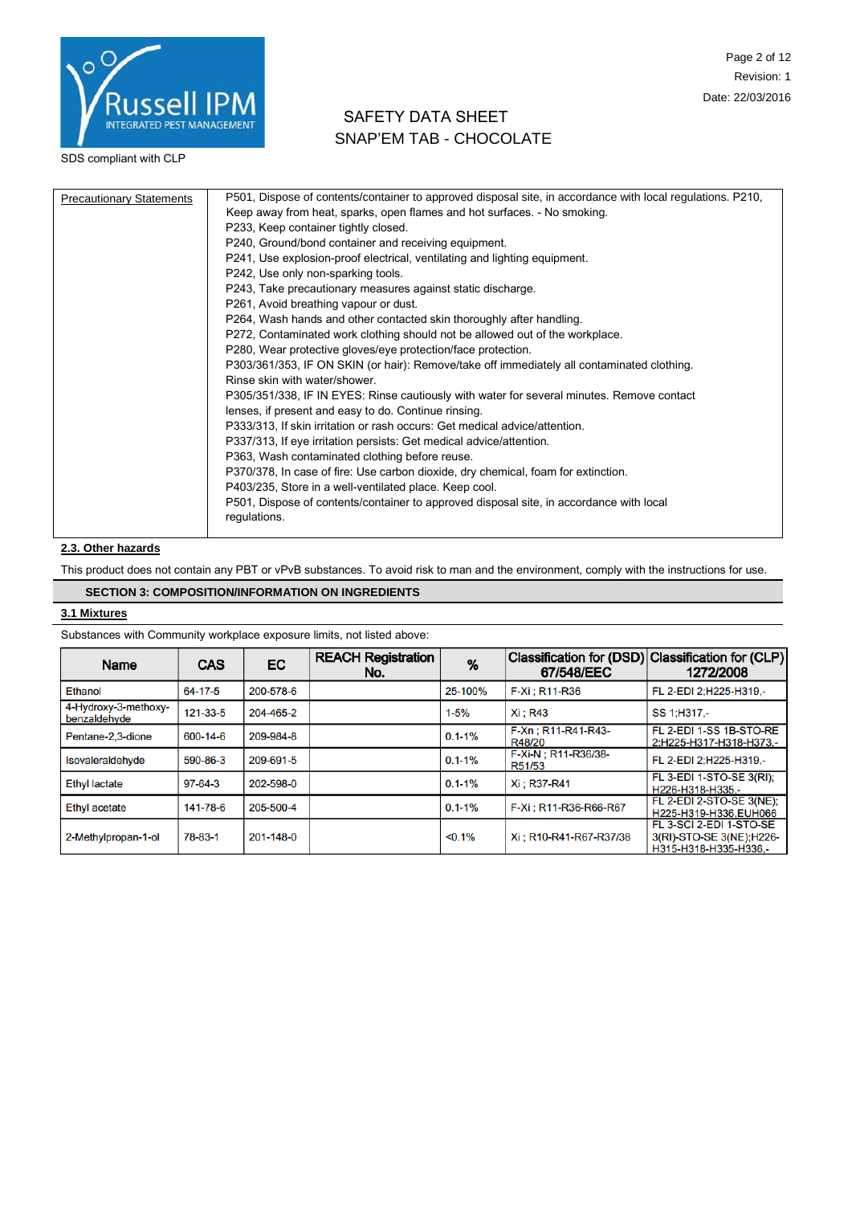| Precautionary Statements | P501, Dispose of contents/container to approved disposal site, in accordance with local regulations. P210, Keep away from heat, sparks, open flames and hot surfaces. - No smoking.<br>P233, Keep container tightly closed.<br>P240, Ground/bond container and receiving equipment.<br>P241, Use explosion-proof electrical, ventilating and lighting equipment.<br>P242, Use only non-sparking tools.<br>P243, Take precautionary measures against static discharge.<br>P261, Avoid breathing vapour or dust.<br>P264, Wash hands and other contacted skin thoroughly after handling.<br>P272, Contaminated work clothing should not be allowed out of the workplace.<br>P280, Wear protective gloves/eye protection/face protection.<br>P303/361/353, IF ON SKIN (or hair): Remove/take off immediately all contaminated clothing. Rinse skin with water/shower.<br>P305/351/338, IF IN EYES: Rinse cautiously with water for several minutes. Remove contact lenses, if present and easy to do. Continue rinsing.<br>P333/313, If skin irritation or rash occurs: Get medical advice/attention.<br>P337/313, If eye irritation persists: Get medical advice/attention.<br>P363, Wash contaminated clothing before reuse.<br>P370/378, In case of fire: Use carbon dioxide, dry chemical, foam for extinction.<br>P403/235, Store in a well-ventilated place. Keep cool.<br>P501, Dispose of contents/container to approved disposal site, in accordance with local regulations. |
|---|---|

### 2.3. Other hazards

This product does not contain any PBT or vPvB substances. To avoid risk to man and the environment, comply with the instructions for use.

## SECTION 3: COMPOSITION/INFORMATION ON INGREDIENTS

### 3.1 Mixtures

Substances with Community workplace exposure limits, not listed above:

| Name | CAS | EC | REACH Registration No. | % | Classification for (DSD) 67/548/EEC | Classification for (CLP) 1272/2008 |
|---|---|---|---|---|---|---|
| Ethanol | 64-17-5 | 200-578-6 | | 25-100% | F-Xi ; R11-R36 | FL 2-EDI 2;H225-H319,- |
| 4-Hydroxy-3-methoxy-benzaldehyde | 121-33-5 | 204-465-2 | | 1-5% | Xi ; R43 | SS 1;H317,- |
| Pentane-2,3-dione | 600-14-6 | 209-984-8 | | 0.1-1% | F-Xn ; R11-R41-R43-R48/20 | FL 2-EDI 1-SS 1B-STO-RE 2;H225-H317-H318-H373,- |
| Isovaleraldehyde | 590-86-3 | 209-691-5 | | 0.1-1% | F-Xi-N ; R11-R36/38-R51/53 | FL 2-EDI 2;H225-H319,- |
| Ethyl lactate | 97-64-3 | 202-598-0 | | 0.1-1% | Xi ; R37-R41 | FL 3-EDI 1-STO-SE 3(RI); H226-H318-H335,- |
| Ethyl acetate | 141-78-6 | 205-500-4 | | 0.1-1% | F-Xi ; R11-R36-R66-R67 | FL 2-EDI 2-STO-SE 3(NE); H225-H319-H336,EUH066 |
| 2-Methylpropan-1-ol | 78-83-1 | 201-148-0 | | <0.1% | Xi ; R10-R41-R67-R37/38 | FL 3-SCI 2-EDI 1-STO-SE 3(RI)-STO-SE 3(NE);H226-H315-H318-H335-H336,- |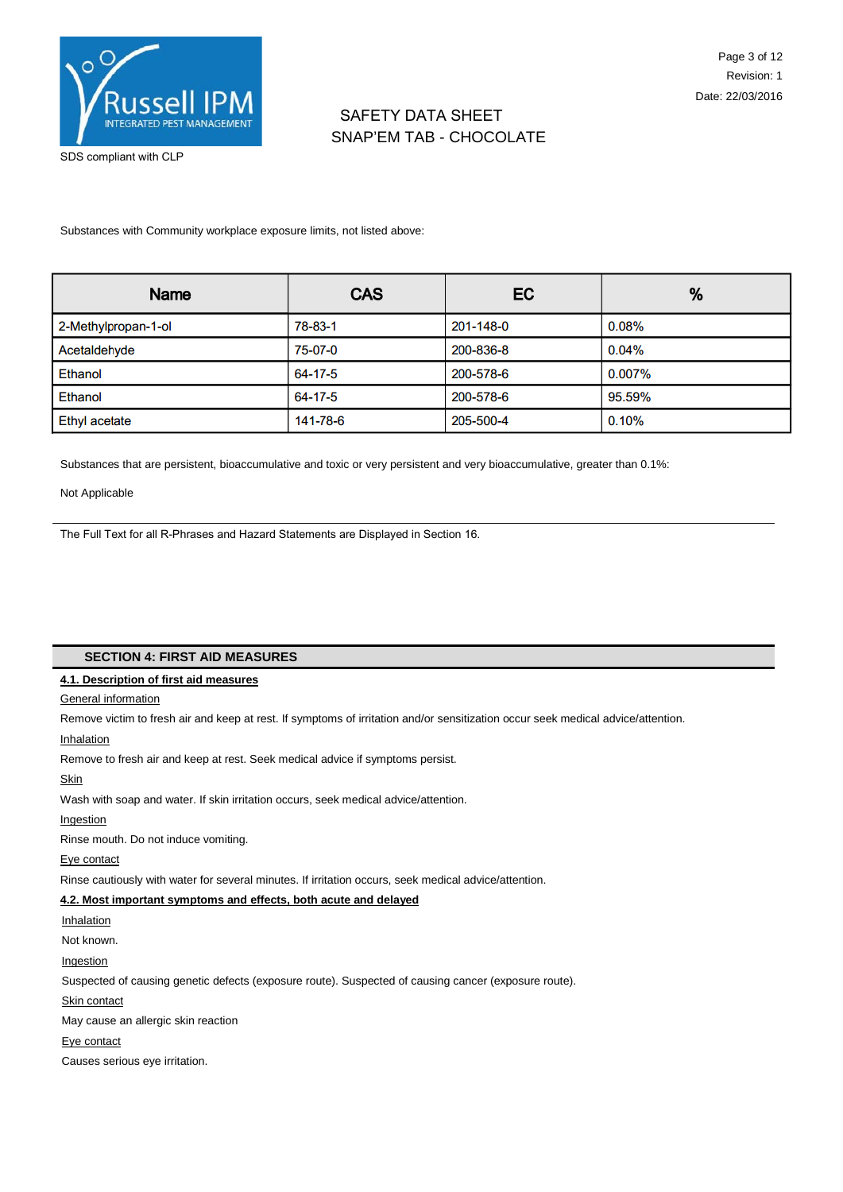Substances with Community workplace exposure limits, not listed above:

| Name | CAS | EC | % |
|---|---|---|---|
| 2-Methylpropan-1-ol | 78-83-1 | 201-148-0 | 0.08% |
| Acetaldehyde | 75-07-0 | 200-836-8 | 0.04% |
| Ethanol | 64-17-5 | 200-578-6 | 0.007% |
| Ethanol | 64-17-5 | 200-578-6 | 95.59% |
| Ethyl acetate | 141-78-6 | 205-500-4 | 0.10% |

Substances that are persistent, bioaccumulative and toxic or very persistent and very bioaccumulative, greater than 0.1%:

Not Applicable

---

The Full Text for all R-Phrases and Hazard Statements are Displayed in Section 16.

## SECTION 4: FIRST AID MEASURES

**4.1. Description of first aid measures**

General information

Remove victim to fresh air and keep at rest. If symptoms of irritation and/or sensitization occur seek medical advice/attention.

Inhalation

Remove to fresh air and keep at rest. Seek medical advice if symptoms persist.

Skin

Wash with soap and water. If skin irritation occurs, seek medical advice/attention.

Ingestion

Rinse mouth. Do not induce vomiting.

Eye contact

Rinse cautiously with water for several minutes. If irritation occurs, seek medical advice/attention.

**4.2. Most important symptoms and effects, both acute and delayed**

Inhalation

Not known.

Ingestion

Suspected of causing genetic defects (exposure route). Suspected of causing cancer (exposure route).

Skin contact

May cause an allergic skin reaction

Eye contact

Causes serious eye irritation.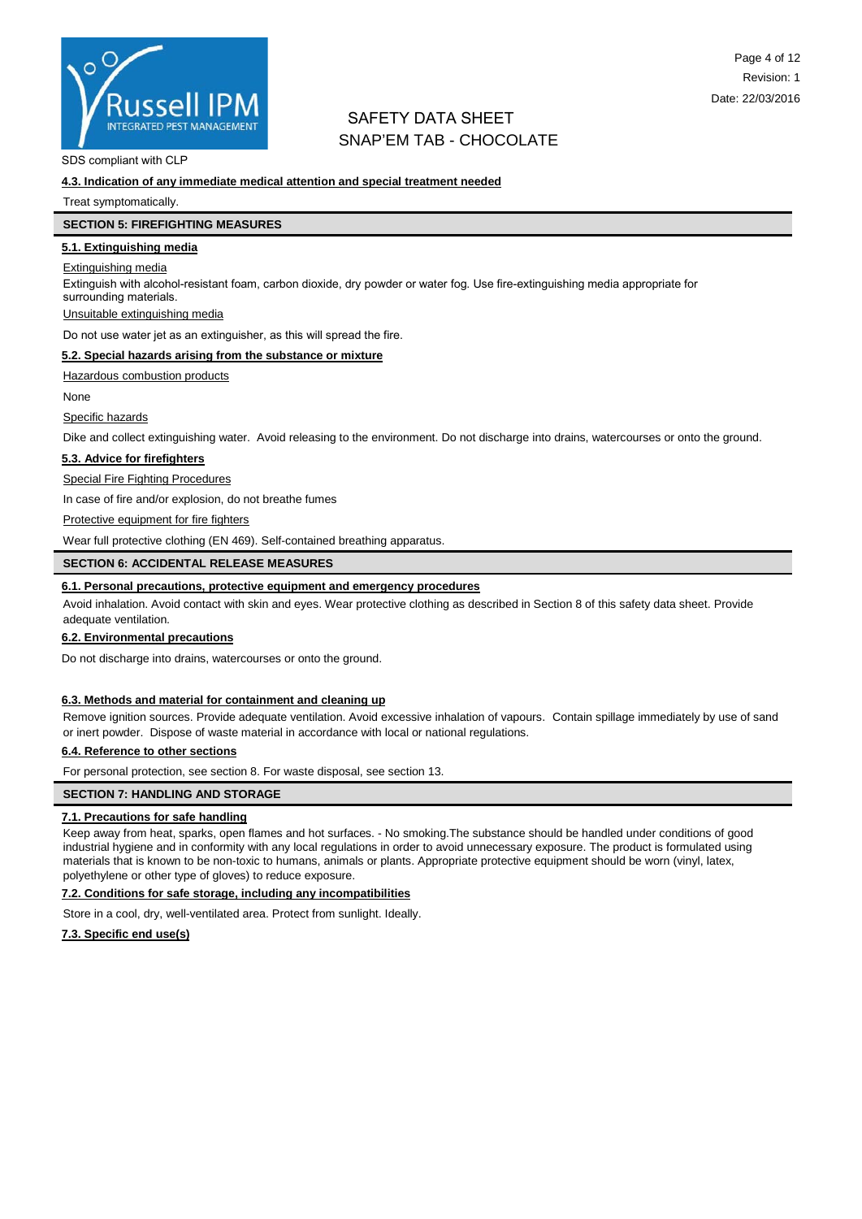SDS compliant with CLP

### 4.3. Indication of any immediate medical attention and special treatment needed

Treat symptomatically.

## SECTION 5: FIREFIGHTING MEASURES

### 5.1. Extinguishing media

Extinguishing media

Extinguish with alcohol-resistant foam, carbon dioxide, dry powder or water fog. Use fire-extinguishing media appropriate for surrounding materials.

Unsuitable extinguishing media

Do not use water jet as an extinguisher, as this will spread the fire.

### 5.2. Special hazards arising from the substance or mixture

Hazardous combustion products

None

Specific hazards

Dike and collect extinguishing water. Avoid releasing to the environment. Do not discharge into drains, watercourses or onto the ground.

### 5.3. Advice for firefighters

Special Fire Fighting Procedures

In case of fire and/or explosion, do not breathe fumes

Protective equipment for fire fighters

Wear full protective clothing (EN 469). Self-contained breathing apparatus.

## SECTION 6: ACCIDENTAL RELEASE MEASURES

### 6.1. Personal precautions, protective equipment and emergency procedures

Avoid inhalation. Avoid contact with skin and eyes. Wear protective clothing as described in Section 8 of this safety data sheet. Provide adequate ventilation.

### 6.2. Environmental precautions

Do not discharge into drains, watercourses or onto the ground.

### 6.3. Methods and material for containment and cleaning up

Remove ignition sources. Provide adequate ventilation. Avoid excessive inhalation of vapours. Contain spillage immediately by use of sand or inert powder. Dispose of waste material in accordance with local or national regulations.

### 6.4. Reference to other sections

For personal protection, see section 8. For waste disposal, see section 13.

## SECTION 7: HANDLING AND STORAGE

### 7.1. Precautions for safe handling

Keep away from heat, sparks, open flames and hot surfaces. - No smoking.The substance should be handled under conditions of good industrial hygiene and in conformity with any local regulations in order to avoid unnecessary exposure. The product is formulated using materials that is known to be non-toxic to humans, animals or plants. Appropriate protective equipment should be worn (vinyl, latex, polyethylene or other type of gloves) to reduce exposure.

### 7.2. Conditions for safe storage, including any incompatibilities

Store in a cool, dry, well-ventilated area. Protect from sunlight. Ideally.

### 7.3. Specific end use(s)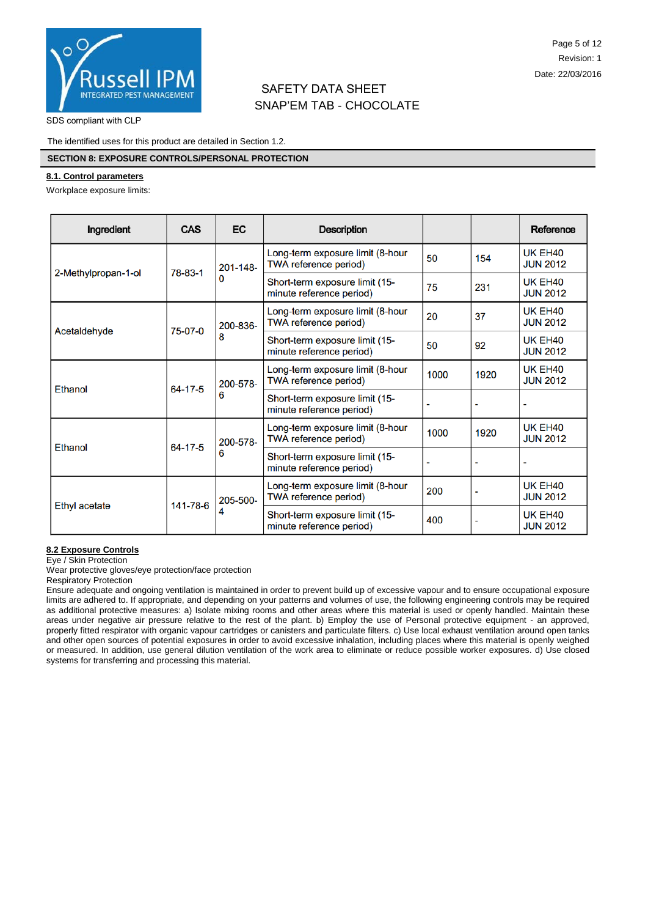SAFETY DATA SHEET
SNAP'EM TAB - CHOCOLATE

SDS compliant with CLP

The identified uses for this product are detailed in Section 1.2.

## SECTION 8: EXPOSURE CONTROLS/PERSONAL PROTECTION

### 8.1. Control parameters

Workplace exposure limits:

| Ingredient | CAS | EC | Description | | | Reference |
|---|---|---|---|---|---|---|
| 2-Methylpropan-1-ol | 78-83-1 | 201-148-0 | Long-term exposure limit (8-hour TWA reference period) | 50 | 154 | UK EH40 JUN 2012 |
| | | | Short-term exposure limit (15-minute reference period) | 75 | 231 | UK EH40 JUN 2012 |
| Acetaldehyde | 75-07-0 | 200-836-8 | Long-term exposure limit (8-hour TWA reference period) | 20 | 37 | UK EH40 JUN 2012 |
| | | | Short-term exposure limit (15-minute reference period) | 50 | 92 | UK EH40 JUN 2012 |
| Ethanol | 64-17-5 | 200-578-6 | Long-term exposure limit (8-hour TWA reference period) | 1000 | 1920 | UK EH40 JUN 2012 |
| | | | Short-term exposure limit (15-minute reference period) | - | - | - |
| Ethanol | 64-17-5 | 200-578-6 | Long-term exposure limit (8-hour TWA reference period) | 1000 | 1920 | UK EH40 JUN 2012 |
| | | | Short-term exposure limit (15-minute reference period) | - | - | - |
| Ethyl acetate | 141-78-6 | 205-500-4 | Long-term exposure limit (8-hour TWA reference period) | 200 | - | UK EH40 JUN 2012 |
| | | | Short-term exposure limit (15-minute reference period) | 400 | - | UK EH40 JUN 2012 |

### 8.2 Exposure Controls

Eye / Skin Protection

Wear protective gloves/eye protection/face protection

Respiratory Protection

Ensure adequate and ongoing ventilation is maintained in order to prevent build up of excessive vapour and to ensure occupational exposure limits are adhered to. If appropriate, and depending on your patterns and volumes of use, the following engineering controls may be required as additional protective measures: a) Isolate mixing rooms and other areas where this material is used or openly handled. Maintain these areas under negative air pressure relative to the rest of the plant. b) Employ the use of Personal protective equipment - an approved, properly fitted respirator with organic vapour cartridges or canisters and particulate filters. c) Use local exhaust ventilation around open tanks and other open sources of potential exposures in order to avoid excessive inhalation, including places where this material is openly weighed or measured. In addition, use general dilution ventilation of the work area to eliminate or reduce possible worker exposures. d) Use closed systems for transferring and processing this material.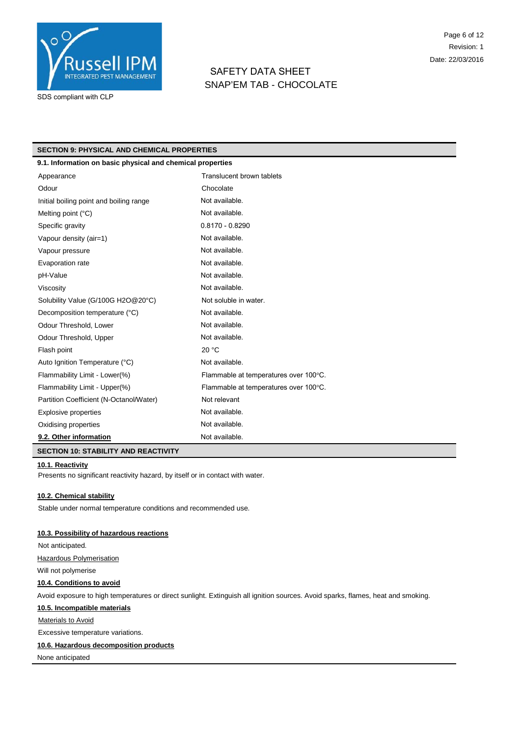## SECTION 9: PHYSICAL AND CHEMICAL PROPERTIES

### 9.1. Information on basic physical and chemical properties

| Property | Value |
|---|---|
| Appearance | Translucent brown tablets |
| Odour | Chocolate |
| Initial boiling point and boiling range | Not available. |
| Melting point (°C) | Not available. |
| Specific gravity | 0.8170 - 0.8290 |
| Vapour density (air=1) | Not available. |
| Vapour pressure | Not available. |
| Evaporation rate | Not available. |
| pH-Value | Not available. |
| Viscosity | Not available. |
| Solubility Value (G/100G H2O@20°C) | Not soluble in water. |
| Decomposition temperature (°C) | Not available. |
| Odour Threshold, Lower | Not available. |
| Odour Threshold, Upper | Not available. |
| Flash point | 20 °C |
| Auto Ignition Temperature (°C) | Not available. |
| Flammability Limit - Lower(%) | Flammable at temperatures over 100°C. |
| Flammability Limit - Upper(%) | Flammable at temperatures over 100°C. |
| Partition Coefficient (N-Octanol/Water) | Not relevant |
| Explosive properties | Not available. |
| Oxidising properties | Not available. |

**9.2. Other information** Not available.

## SECTION 10: STABILITY AND REACTIVITY

**10.1. Reactivity**

Presents no significant reactivity hazard, by itself or in contact with water.

**10.2. Chemical stability**

Stable under normal temperature conditions and recommended use.

**10.3. Possibility of hazardous reactions**

Not anticipated.

Hazardous Polymerisation

Will not polymerise

**10.4. Conditions to avoid**

Avoid exposure to high temperatures or direct sunlight. Extinguish all ignition sources. Avoid sparks, flames, heat and smoking.

**10.5. Incompatible materials**

Materials to Avoid

Excessive temperature variations.

**10.6. Hazardous decomposition products**

None anticipated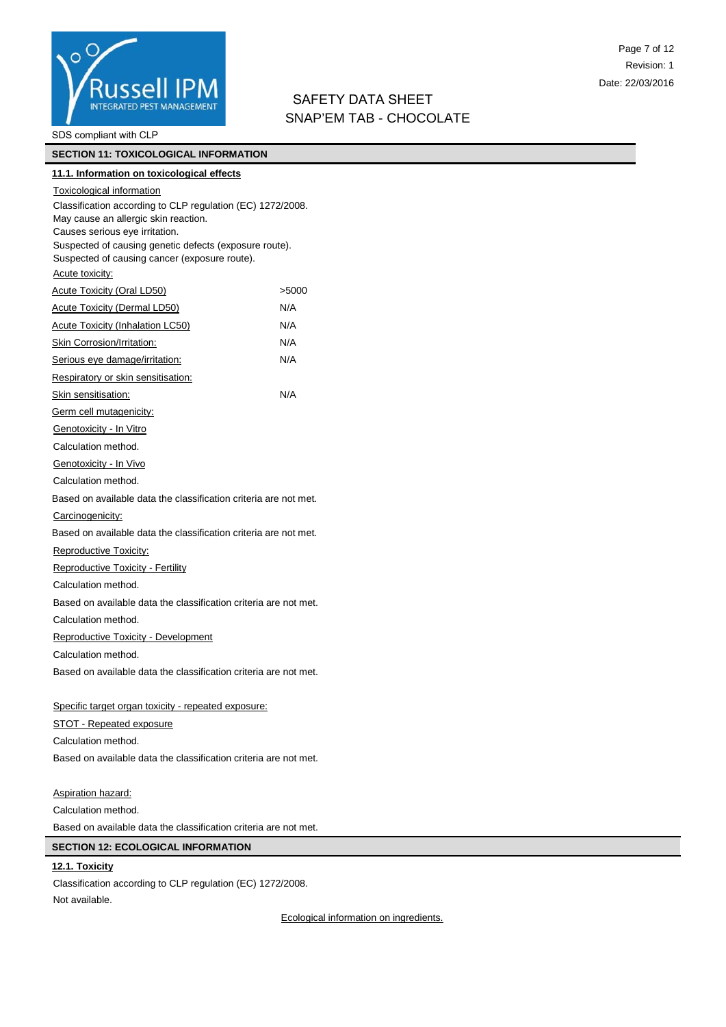SDS compliant with CLP

# SAFETY DATA SHEET
## SNAP'EM TAB - CHOCOLATE

## SECTION 11: TOXICOLOGICAL INFORMATION

### 11.1. Information on toxicological effects

Toxicological information

Classification according to CLP regulation (EC) 1272/2008.
May cause an allergic skin reaction.
Causes serious eye irritation.
Suspected of causing genetic defects (exposure route).
Suspected of causing cancer (exposure route).

Acute toxicity:

| | |
|---|---|
| Acute Toxicity (Oral LD50) | >5000 |
| Acute Toxicity (Dermal LD50) | N/A |
| Acute Toxicity (Inhalation LC50) | N/A |
| Skin Corrosion/Irritation: | N/A |
| Serious eye damage/irritation: | N/A |
| Respiratory or skin sensitisation: | |
| Skin sensitisation: | N/A |

Germ cell mutagenicity:

Genotoxicity - In Vitro

Calculation method.

Genotoxicity - In Vivo

Calculation method.

Based on available data the classification criteria are not met.

Carcinogenicity:

Based on available data the classification criteria are not met.

Reproductive Toxicity:

Reproductive Toxicity - Fertility

Calculation method.

Based on available data the classification criteria are not met.

Calculation method.

Reproductive Toxicity - Development

Calculation method.

Based on available data the classification criteria are not met.

Specific target organ toxicity - repeated exposure:

STOT - Repeated exposure

Calculation method.

Based on available data the classification criteria are not met.

Aspiration hazard:

Calculation method.

Based on available data the classification criteria are not met.

## SECTION 12: ECOLOGICAL INFORMATION

### 12.1. Toxicity

Classification according to CLP regulation (EC) 1272/2008.
Not available.

Ecological information on ingredients.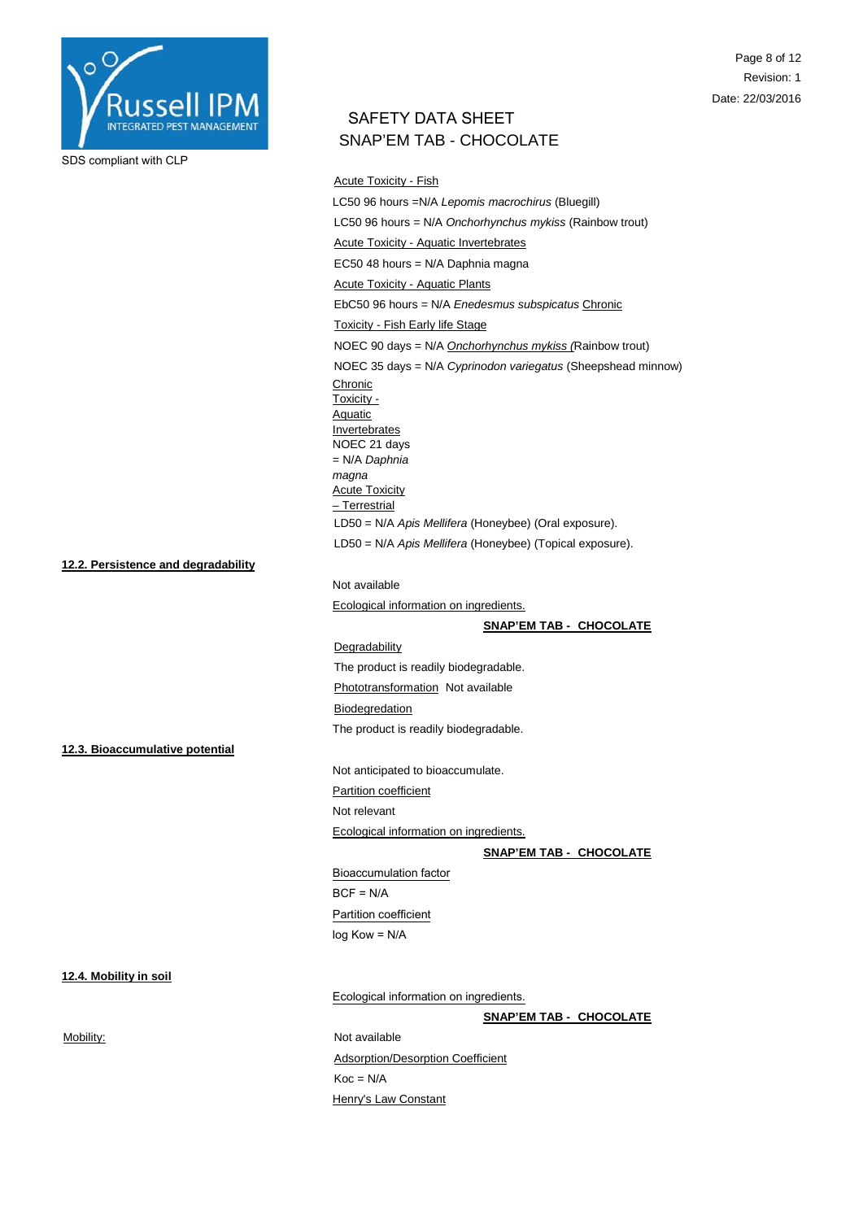Acute Toxicity - Fish

LC50 96 hours =N/A *Lepomis macrochirus* (Bluegill)

LC50 96 hours = N/A *Onchorhynchus mykiss* (Rainbow trout)

Acute Toxicity - Aquatic Invertebrates

EC50 48 hours = N/A Daphnia magna

Acute Toxicity - Aquatic Plants

EbC50 96 hours = N/A *Enedesmus subspicatus* Chronic

Toxicity - Fish Early life Stage

NOEC 90 days = N/A *Onchorhynchus mykiss* (Rainbow trout)

NOEC 35 days = N/A *Cyprinodon variegatus* (Sheepshead minnow)

Chronic Toxicity - Aquatic Invertebrates

NOEC 21 days = N/A *Daphnia magna*

Acute Toxicity – Terrestrial

LD50 = N/A *Apis Mellifera* (Honeybee) (Oral exposure).

LD50 = N/A *Apis Mellifera* (Honeybee) (Topical exposure).

**12.2. Persistence and degradability**

Not available

Ecological information on ingredients.

**SNAP'EM TAB - CHOCOLATE**

Degradability

The product is readily biodegradable.

Phototransformation Not available

Biodegredation

The product is readily biodegradable.

**12.3. Bioaccumulative potential**

Not anticipated to bioaccumulate.

Partition coefficient

Not relevant

Ecological information on ingredients.

**SNAP'EM TAB - CHOCOLATE**

Bioaccumulation factor

BCF = N/A

Partition coefficient

log Kow = N/A

**12.4. Mobility in soil**

Ecological information on ingredients.

**SNAP'EM TAB - CHOCOLATE**

Mobility: Not available

Adsorption/Desorption Coefficient

Koc = N/A

Henry's Law Constant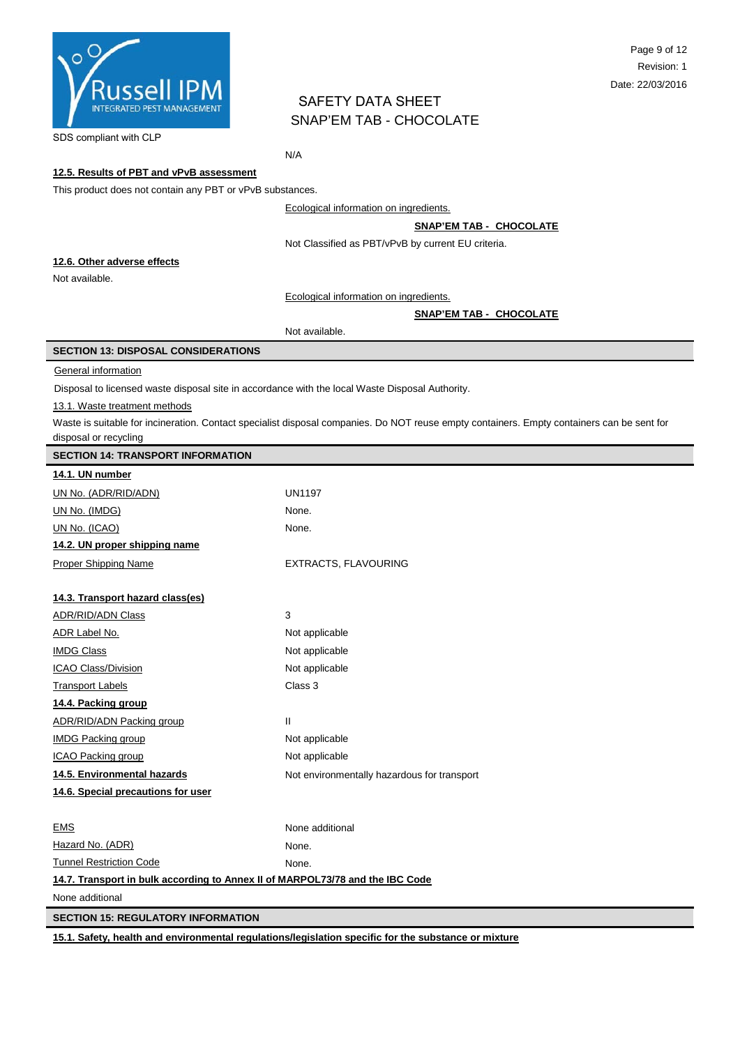N/A

**12.5. Results of PBT and vPvB assessment**

This product does not contain any PBT or vPvB substances.

Ecological information on ingredients.

**SNAP'EM TAB - CHOCOLATE**

Not Classified as PBT/vPvB by current EU criteria.

**12.6. Other adverse effects**

Not available.

Ecological information on ingredients.

**SNAP'EM TAB - CHOCOLATE**

Not available.

## SECTION 13: DISPOSAL CONSIDERATIONS

General information

Disposal to licensed waste disposal site in accordance with the local Waste Disposal Authority.

13.1. Waste treatment methods

Waste is suitable for incineration. Contact specialist disposal companies. Do NOT reuse empty containers. Empty containers can be sent for disposal or recycling

## SECTION 14: TRANSPORT INFORMATION

**14.1. UN number**

| | |
|---|---|
| UN No. (ADR/RID/ADN) | UN1197 |
| UN No. (IMDG) | None. |
| UN No. (ICAO) | None. |

**14.2. UN proper shipping name**

| | |
|---|---|
| Proper Shipping Name | EXTRACTS, FLAVOURING |

**14.3. Transport hazard class(es)**

| | |
|---|---|
| ADR/RID/ADN Class | 3 |
| ADR Label No. | Not applicable |
| IMDG Class | Not applicable |
| ICAO Class/Division | Not applicable |
| Transport Labels | Class 3 |

**14.4. Packing group**

| | |
|---|---|
| ADR/RID/ADN Packing group | II |
| IMDG Packing group | Not applicable |
| ICAO Packing group | Not applicable |

**14.5. Environmental hazards** Not environmentally hazardous for transport

**14.6. Special precautions for user**

| | |
|---|---|
| EMS | None additional |
| Hazard No. (ADR) | None. |
| Tunnel Restriction Code | None. |

**14.7. Transport in bulk according to Annex II of MARPOL73/78 and the IBC Code**

None additional

## SECTION 15: REGULATORY INFORMATION

**15.1. Safety, health and environmental regulations/legislation specific for the substance or mixture**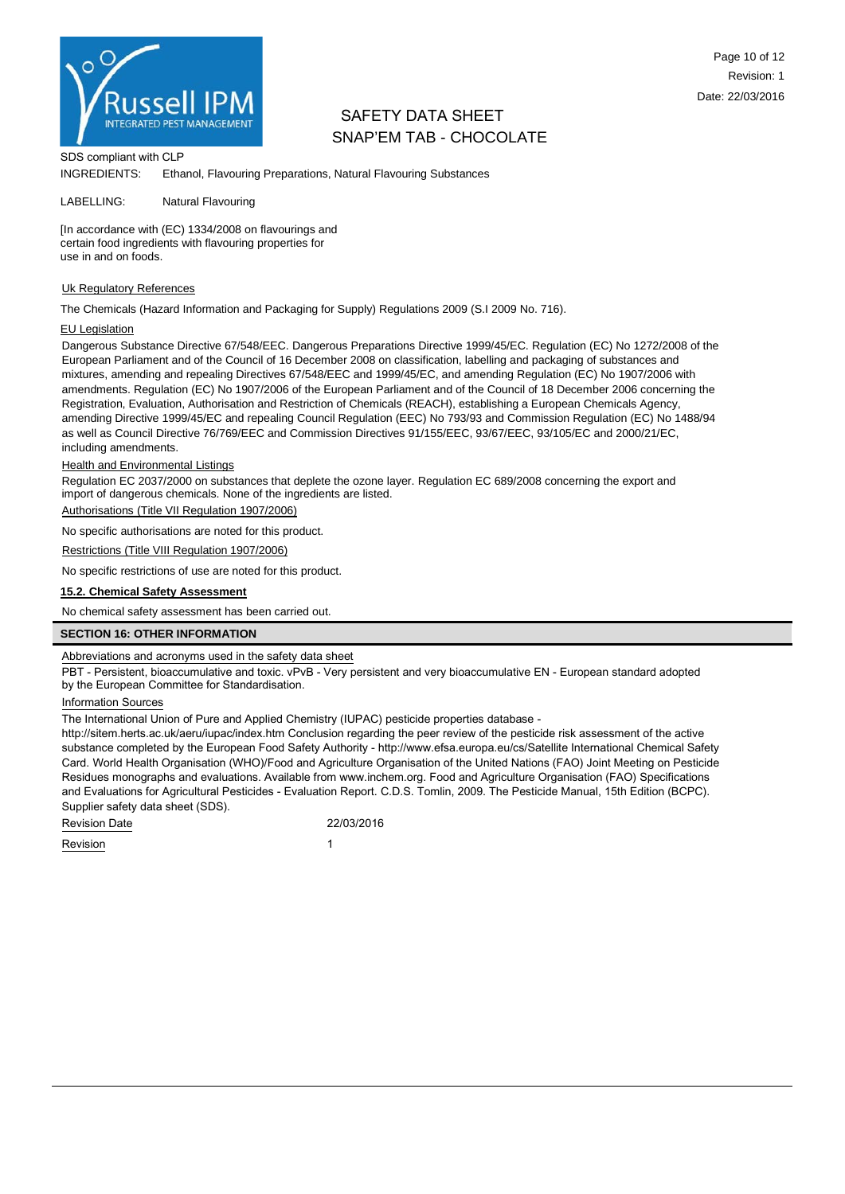SDS compliant with CLP

INGREDIENTS: Ethanol, Flavouring Preparations, Natural Flavouring Substances

LABELLING: Natural Flavouring

[In accordance with (EC) 1334/2008 on flavourings and certain food ingredients with flavouring properties for use in and on foods.

Uk Regulatory References

The Chemicals (Hazard Information and Packaging for Supply) Regulations 2009 (S.I 2009 No. 716).

EU Legislation

Dangerous Substance Directive 67/548/EEC. Dangerous Preparations Directive 1999/45/EC. Regulation (EC) No 1272/2008 of the European Parliament and of the Council of 16 December 2008 on classification, labelling and packaging of substances and mixtures, amending and repealing Directives 67/548/EEC and 1999/45/EC, and amending Regulation (EC) No 1907/2006 with amendments. Regulation (EC) No 1907/2006 of the European Parliament and of the Council of 18 December 2006 concerning the Registration, Evaluation, Authorisation and Restriction of Chemicals (REACH), establishing a European Chemicals Agency, amending Directive 1999/45/EC and repealing Council Regulation (EEC) No 793/93 and Commission Regulation (EC) No 1488/94 as well as Council Directive 76/769/EEC and Commission Directives 91/155/EEC, 93/67/EEC, 93/105/EC and 2000/21/EC, including amendments.

Health and Environmental Listings

Regulation EC 2037/2000 on substances that deplete the ozone layer. Regulation EC 689/2008 concerning the export and import of dangerous chemicals. None of the ingredients are listed.

Authorisations (Title VII Regulation 1907/2006)

No specific authorisations are noted for this product.

Restrictions (Title VIII Regulation 1907/2006)

No specific restrictions of use are noted for this product.

### 15.2. Chemical Safety Assessment

No chemical safety assessment has been carried out.

## SECTION 16: OTHER INFORMATION

Abbreviations and acronyms used in the safety data sheet

PBT - Persistent, bioaccumulative and toxic. vPvB - Very persistent and very bioaccumulative EN - European standard adopted by the European Committee for Standardisation.

Information Sources

The International Union of Pure and Applied Chemistry (IUPAC) pesticide properties database - http://sitem.herts.ac.uk/aeru/iupac/index.htm Conclusion regarding the peer review of the pesticide risk assessment of the active substance completed by the European Food Safety Authority - http://www.efsa.europa.eu/cs/Satellite International Chemical Safety Card. World Health Organisation (WHO)/Food and Agriculture Organisation of the United Nations (FAO) Joint Meeting on Pesticide Residues monographs and evaluations. Available from www.inchem.org. Food and Agriculture Organisation (FAO) Specifications and Evaluations for Agricultural Pesticides - Evaluation Report. C.D.S. Tomlin, 2009. The Pesticide Manual, 15th Edition (BCPC). Supplier safety data sheet (SDS).

Revision Date 22/03/2016

Revision 1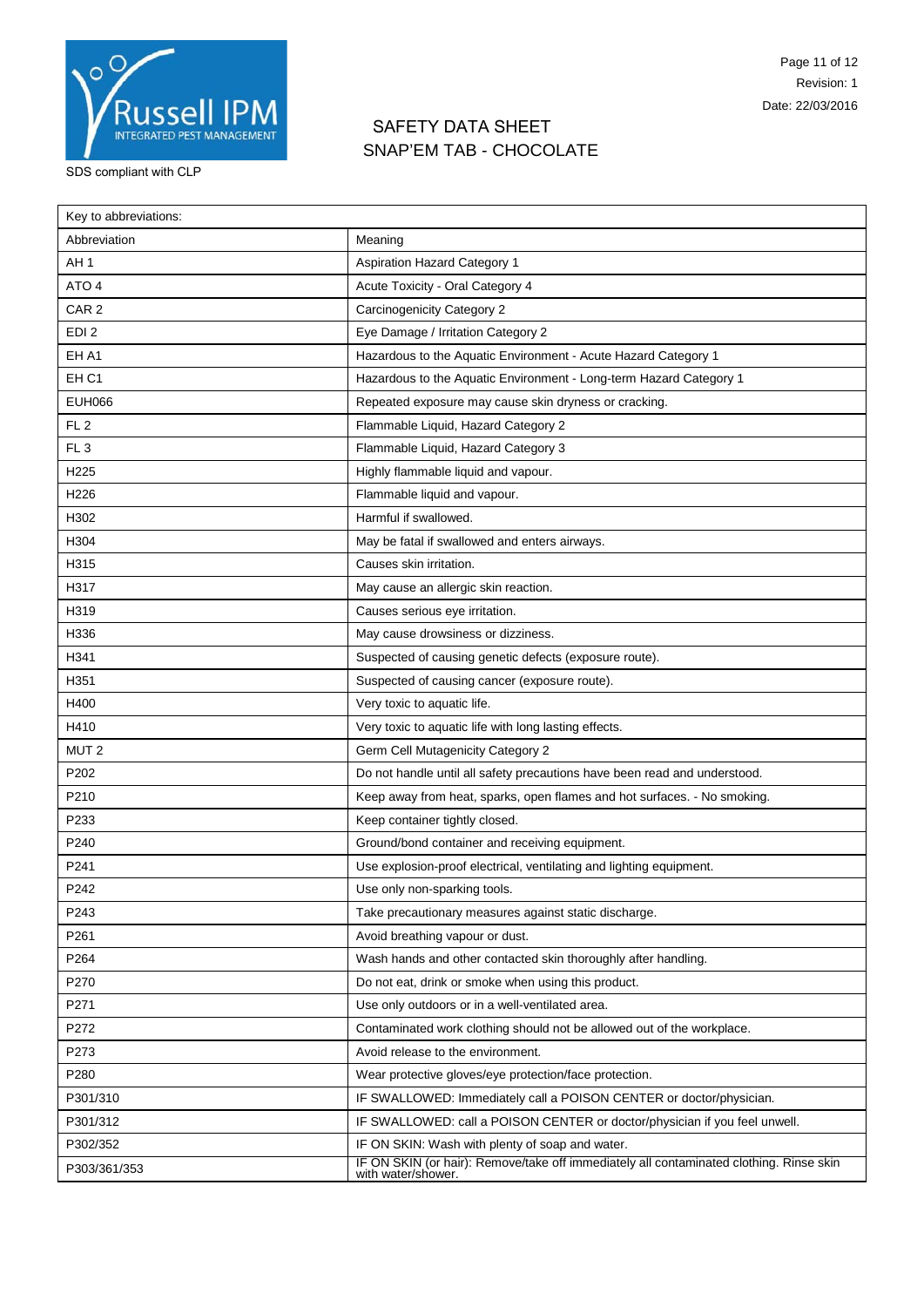| Key to abbreviations: | |
|---|---|
| Abbreviation | Meaning |
| AH 1 | Aspiration Hazard Category 1 |
| ATO 4 | Acute Toxicity - Oral Category 4 |
| CAR 2 | Carcinogenicity Category 2 |
| EDI 2 | Eye Damage / Irritation Category 2 |
| EH A1 | Hazardous to the Aquatic Environment - Acute Hazard Category 1 |
| EH C1 | Hazardous to the Aquatic Environment - Long-term Hazard Category 1 |
| EUH066 | Repeated exposure may cause skin dryness or cracking. |
| FL 2 | Flammable Liquid, Hazard Category 2 |
| FL 3 | Flammable Liquid, Hazard Category 3 |
| H225 | Highly flammable liquid and vapour. |
| H226 | Flammable liquid and vapour. |
| H302 | Harmful if swallowed. |
| H304 | May be fatal if swallowed and enters airways. |
| H315 | Causes skin irritation. |
| H317 | May cause an allergic skin reaction. |
| H319 | Causes serious eye irritation. |
| H336 | May cause drowsiness or dizziness. |
| H341 | Suspected of causing genetic defects (exposure route). |
| H351 | Suspected of causing cancer (exposure route). |
| H400 | Very toxic to aquatic life. |
| H410 | Very toxic to aquatic life with long lasting effects. |
| MUT 2 | Germ Cell Mutagenicity Category 2 |
| P202 | Do not handle until all safety precautions have been read and understood. |
| P210 | Keep away from heat, sparks, open flames and hot surfaces. - No smoking. |
| P233 | Keep container tightly closed. |
| P240 | Ground/bond container and receiving equipment. |
| P241 | Use explosion-proof electrical, ventilating and lighting equipment. |
| P242 | Use only non-sparking tools. |
| P243 | Take precautionary measures against static discharge. |
| P261 | Avoid breathing vapour or dust. |
| P264 | Wash hands and other contacted skin thoroughly after handling. |
| P270 | Do not eat, drink or smoke when using this product. |
| P271 | Use only outdoors or in a well-ventilated area. |
| P272 | Contaminated work clothing should not be allowed out of the workplace. |
| P273 | Avoid release to the environment. |
| P280 | Wear protective gloves/eye protection/face protection. |
| P301/310 | IF SWALLOWED: Immediately call a POISON CENTER or doctor/physician. |
| P301/312 | IF SWALLOWED: call a POISON CENTER or doctor/physician if you feel unwell. |
| P302/352 | IF ON SKIN: Wash with plenty of soap and water. |
| P303/361/353 | IF ON SKIN (or hair): Remove/take off immediately all contaminated clothing. Rinse skin with water/shower. |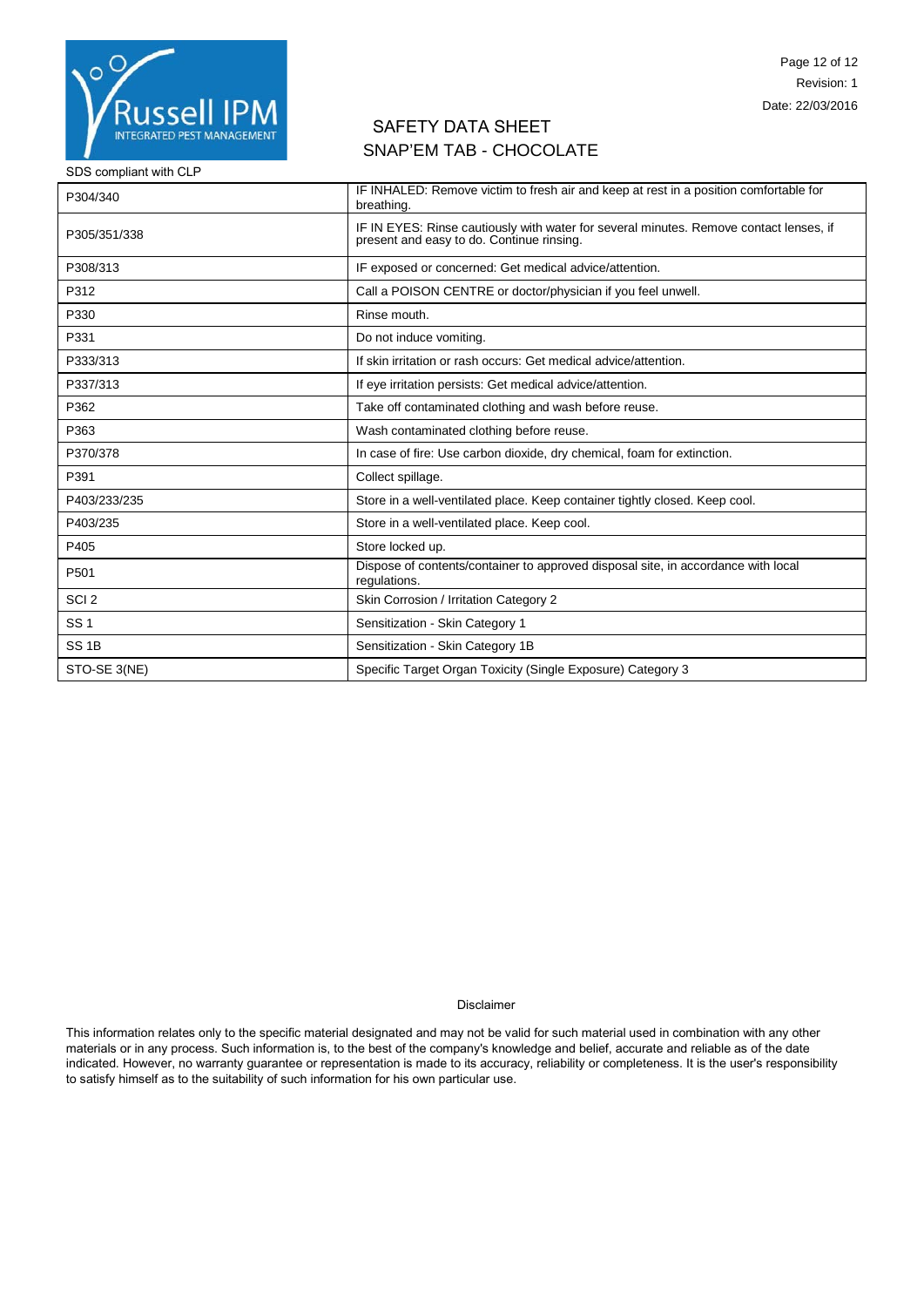SDS compliant with CLP

| | |
|---|---|
| P304/340 | IF INHALED: Remove victim to fresh air and keep at rest in a position comfortable for breathing. |
| P305/351/338 | IF IN EYES: Rinse cautiously with water for several minutes. Remove contact lenses, if present and easy to do. Continue rinsing. |
| P308/313 | IF exposed or concerned: Get medical advice/attention. |
| P312 | Call a POISON CENTRE or doctor/physician if you feel unwell. |
| P330 | Rinse mouth. |
| P331 | Do not induce vomiting. |
| P333/313 | If skin irritation or rash occurs: Get medical advice/attention. |
| P337/313 | If eye irritation persists: Get medical advice/attention. |
| P362 | Take off contaminated clothing and wash before reuse. |
| P363 | Wash contaminated clothing before reuse. |
| P370/378 | In case of fire: Use carbon dioxide, dry chemical, foam for extinction. |
| P391 | Collect spillage. |
| P403/233/235 | Store in a well-ventilated place. Keep container tightly closed. Keep cool. |
| P403/235 | Store in a well-ventilated place. Keep cool. |
| P405 | Store locked up. |
| P501 | Dispose of contents/container to approved disposal site, in accordance with local regulations. |
| SCI 2 | Skin Corrosion / Irritation Category 2 |
| SS 1 | Sensitization - Skin Category 1 |
| SS 1B | Sensitization - Skin Category 1B |
| STO-SE 3(NE) | Specific Target Organ Toxicity (Single Exposure) Category 3 |

Disclaimer

This information relates only to the specific material designated and may not be valid for such material used in combination with any other materials or in any process. Such information is, to the best of the company's knowledge and belief, accurate and reliable as of the date indicated. However, no warranty guarantee or representation is made to its accuracy, reliability or completeness. It is the user's responsibility to satisfy himself as to the suitability of such information for his own particular use.